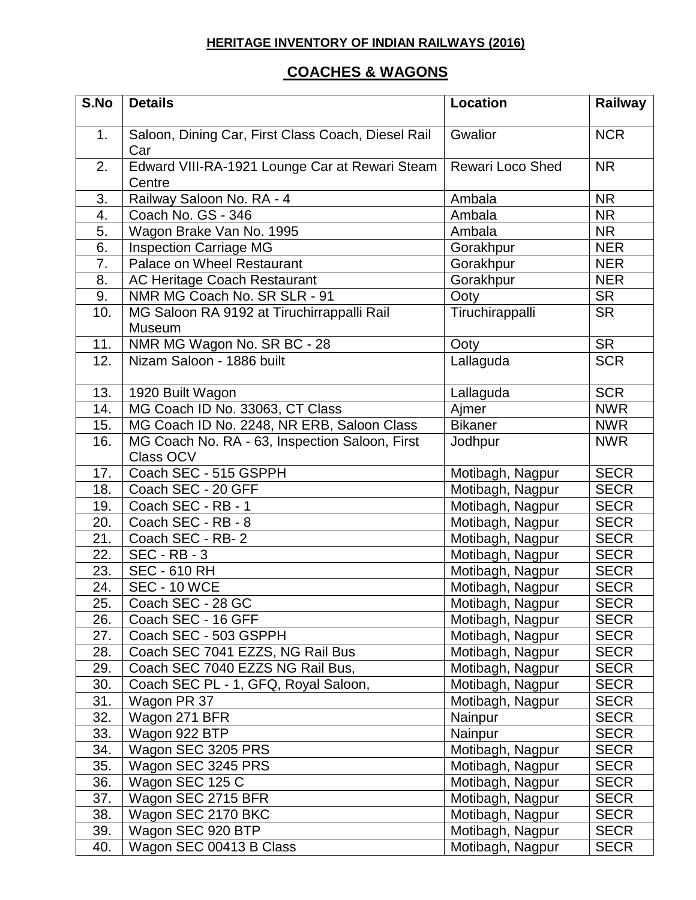**HERITAGE INVENTORY OF INDIAN RAILWAYS (2016)**

## COACHES & WAGONS

| S.No | Details | Location | Railway |
|---|---|---|---|
| 1. | Saloon, Dining Car, First Class Coach, Diesel Rail Car | Gwalior | NCR |
| 2. | Edward VIII-RA-1921 Lounge Car at Rewari Steam Centre | Rewari Loco Shed | NR |
| 3. | Railway Saloon No. RA - 4 | Ambala | NR |
| 4. | Coach No. GS - 346 | Ambala | NR |
| 5. | Wagon Brake Van No. 1995 | Ambala | NR |
| 6. | Inspection Carriage MG | Gorakhpur | NER |
| 7. | Palace on Wheel Restaurant | Gorakhpur | NER |
| 8. | AC Heritage Coach Restaurant | Gorakhpur | NER |
| 9. | NMR MG Coach No. SR SLR - 91 | Ooty | SR |
| 10. | MG Saloon RA 9192 at Tiruchirrappalli Rail Museum | Tiruchirappalli | SR |
| 11. | NMR MG Wagon No. SR BC - 28 | Ooty | SR |
| 12. | Nizam Saloon - 1886 built | Lallaguda | SCR |
| 13. | 1920 Built Wagon | Lallaguda | SCR |
| 14. | MG Coach ID No. 33063, CT Class | Ajmer | NWR |
| 15. | MG Coach ID No. 2248, NR ERB, Saloon Class | Bikaner | NWR |
| 16. | MG Coach No. RA - 63, Inspection Saloon, First Class OCV | Jodhpur | NWR |
| 17. | Coach SEC - 515 GSPPH | Motibagh, Nagpur | SECR |
| 18. | Coach SEC - 20 GFF | Motibagh, Nagpur | SECR |
| 19. | Coach SEC - RB - 1 | Motibagh, Nagpur | SECR |
| 20. | Coach SEC - RB - 8 | Motibagh, Nagpur | SECR |
| 21. | Coach SEC - RB- 2 | Motibagh, Nagpur | SECR |
| 22. | SEC - RB - 3 | Motibagh, Nagpur | SECR |
| 23. | SEC - 610 RH | Motibagh, Nagpur | SECR |
| 24. | SEC - 10 WCE | Motibagh, Nagpur | SECR |
| 25. | Coach SEC - 28 GC | Motibagh, Nagpur | SECR |
| 26. | Coach SEC - 16 GFF | Motibagh, Nagpur | SECR |
| 27. | Coach SEC - 503 GSPPH | Motibagh, Nagpur | SECR |
| 28. | Coach SEC 7041 EZZS, NG Rail Bus | Motibagh, Nagpur | SECR |
| 29. | Coach SEC 7040 EZZS NG Rail Bus, | Motibagh, Nagpur | SECR |
| 30. | Coach SEC PL - 1, GFQ, Royal Saloon, | Motibagh, Nagpur | SECR |
| 31. | Wagon PR 37 | Motibagh, Nagpur | SECR |
| 32. | Wagon 271 BFR | Nainpur | SECR |
| 33. | Wagon 922 BTP | Nainpur | SECR |
| 34. | Wagon SEC 3205 PRS | Motibagh, Nagpur | SECR |
| 35. | Wagon SEC 3245 PRS | Motibagh, Nagpur | SECR |
| 36. | Wagon SEC 125 C | Motibagh, Nagpur | SECR |
| 37. | Wagon SEC 2715 BFR | Motibagh, Nagpur | SECR |
| 38. | Wagon SEC 2170 BKC | Motibagh, Nagpur | SECR |
| 39. | Wagon SEC 920 BTP | Motibagh, Nagpur | SECR |
| 40. | Wagon SEC 00413 B Class | Motibagh, Nagpur | SECR |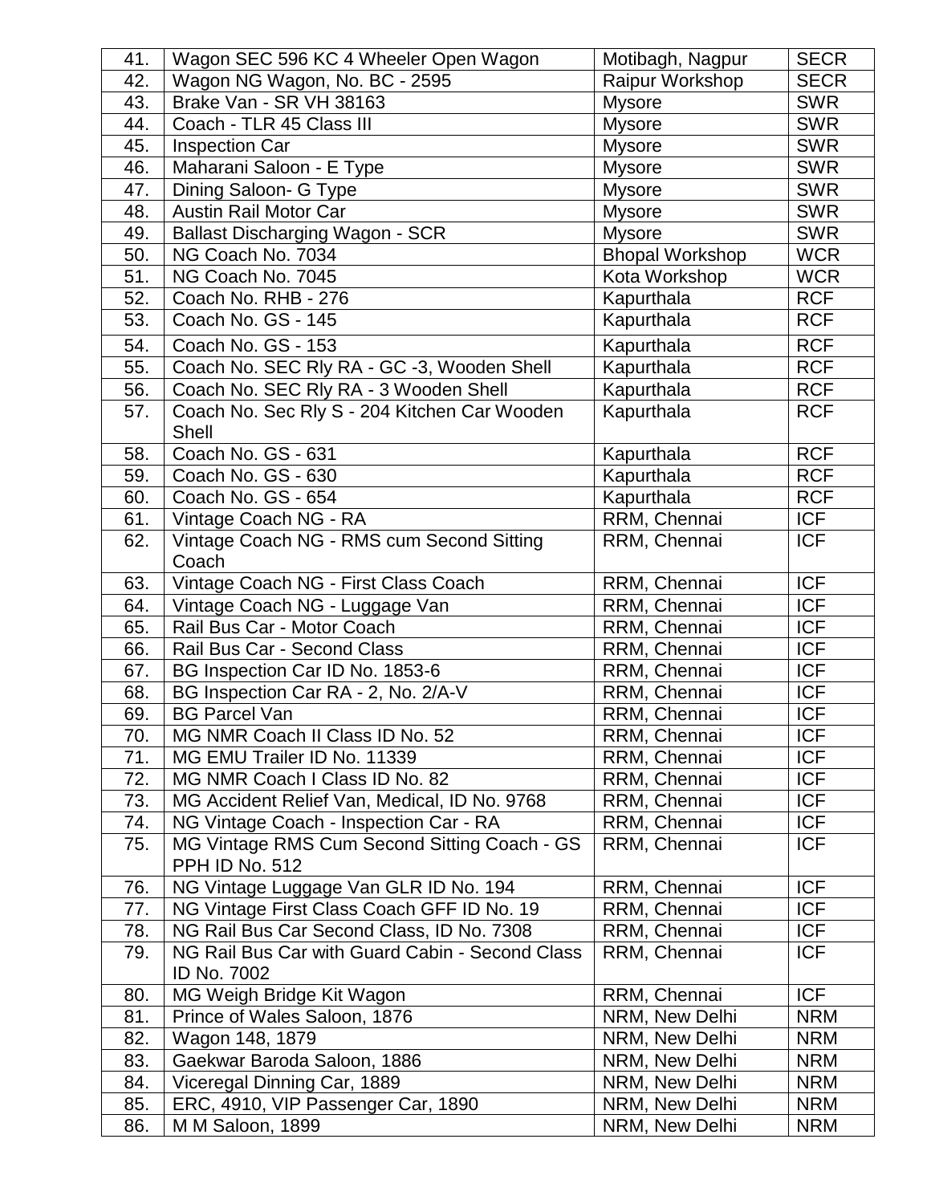| 41. | Wagon SEC 596 KC 4 Wheeler Open Wagon | Motibagh, Nagpur | SECR |
|---|---|---|---|
| 42. | Wagon NG Wagon, No. BC - 2595 | Raipur Workshop | SECR |
| 43. | Brake Van - SR VH 38163 | Mysore | SWR |
| 44. | Coach - TLR 45 Class III | Mysore | SWR |
| 45. | Inspection Car | Mysore | SWR |
| 46. | Maharani Saloon - E Type | Mysore | SWR |
| 47. | Dining Saloon- G Type | Mysore | SWR |
| 48. | Austin Rail Motor Car | Mysore | SWR |
| 49. | Ballast Discharging Wagon - SCR | Mysore | SWR |
| 50. | NG Coach No. 7034 | Bhopal Workshop | WCR |
| 51. | NG Coach No. 7045 | Kota Workshop | WCR |
| 52. | Coach No. RHB - 276 | Kapurthala | RCF |
| 53. | Coach No. GS - 145 | Kapurthala | RCF |
| 54. | Coach No. GS - 153 | Kapurthala | RCF |
| 55. | Coach No. SEC Rly RA - GC -3, Wooden Shell | Kapurthala | RCF |
| 56. | Coach No. SEC Rly RA - 3 Wooden Shell | Kapurthala | RCF |
| 57. | Coach No. Sec Rly S - 204 Kitchen Car Wooden Shell | Kapurthala | RCF |
| 58. | Coach No. GS - 631 | Kapurthala | RCF |
| 59. | Coach No. GS - 630 | Kapurthala | RCF |
| 60. | Coach No. GS - 654 | Kapurthala | RCF |
| 61. | Vintage Coach NG - RA | RRM, Chennai | ICF |
| 62. | Vintage Coach NG - RMS cum Second Sitting Coach | RRM, Chennai | ICF |
| 63. | Vintage Coach NG - First Class Coach | RRM, Chennai | ICF |
| 64. | Vintage Coach NG - Luggage Van | RRM, Chennai | ICF |
| 65. | Rail Bus Car - Motor Coach | RRM, Chennai | ICF |
| 66. | Rail Bus Car - Second Class | RRM, Chennai | ICF |
| 67. | BG Inspection Car ID No. 1853-6 | RRM, Chennai | ICF |
| 68. | BG Inspection Car RA - 2, No. 2/A-V | RRM, Chennai | ICF |
| 69. | BG Parcel Van | RRM, Chennai | ICF |
| 70. | MG NMR Coach II Class ID No. 52 | RRM, Chennai | ICF |
| 71. | MG EMU Trailer ID No. 11339 | RRM, Chennai | ICF |
| 72. | MG NMR Coach I Class ID No. 82 | RRM, Chennai | ICF |
| 73. | MG Accident Relief Van, Medical, ID No. 9768 | RRM, Chennai | ICF |
| 74. | NG Vintage Coach - Inspection Car - RA | RRM, Chennai | ICF |
| 75. | MG Vintage RMS Cum Second Sitting Coach - GS PPH ID No. 512 | RRM, Chennai | ICF |
| 76. | NG Vintage Luggage Van GLR ID No. 194 | RRM, Chennai | ICF |
| 77. | NG Vintage First Class Coach GFF ID No. 19 | RRM, Chennai | ICF |
| 78. | NG Rail Bus Car Second Class, ID No. 7308 | RRM, Chennai | ICF |
| 79. | NG Rail Bus Car with Guard Cabin - Second Class ID No. 7002 | RRM, Chennai | ICF |
| 80. | MG Weigh Bridge Kit Wagon | RRM, Chennai | ICF |
| 81. | Prince of Wales Saloon, 1876 | NRM, New Delhi | NRM |
| 82. | Wagon 148, 1879 | NRM, New Delhi | NRM |
| 83. | Gaekwar Baroda Saloon, 1886 | NRM, New Delhi | NRM |
| 84. | Viceregal Dinning Car, 1889 | NRM, New Delhi | NRM |
| 85. | ERC, 4910, VIP Passenger Car, 1890 | NRM, New Delhi | NRM |
| 86. | M M Saloon, 1899 | NRM, New Delhi | NRM |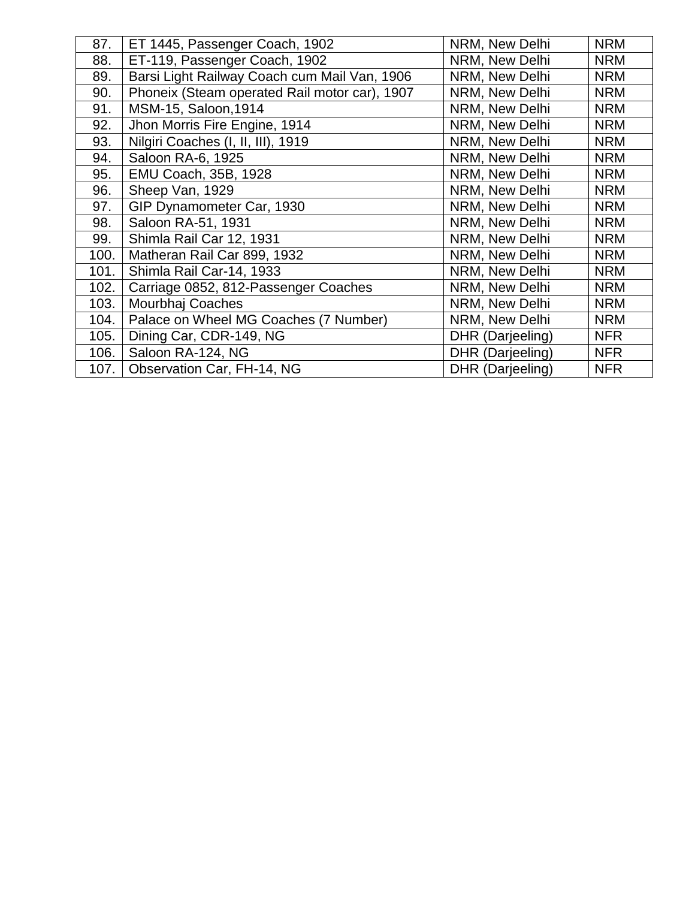| | | | |
|---|---|---|---|
| 87. | ET 1445, Passenger Coach, 1902 | NRM, New Delhi | NRM |
| 88. | ET-119, Passenger Coach, 1902 | NRM, New Delhi | NRM |
| 89. | Barsi Light Railway Coach cum Mail Van, 1906 | NRM, New Delhi | NRM |
| 90. | Phoneix (Steam operated Rail motor car), 1907 | NRM, New Delhi | NRM |
| 91. | MSM-15, Saloon,1914 | NRM, New Delhi | NRM |
| 92. | Jhon Morris Fire Engine, 1914 | NRM, New Delhi | NRM |
| 93. | Nilgiri Coaches (I, II, III), 1919 | NRM, New Delhi | NRM |
| 94. | Saloon RA-6, 1925 | NRM, New Delhi | NRM |
| 95. | EMU Coach, 35B, 1928 | NRM, New Delhi | NRM |
| 96. | Sheep Van, 1929 | NRM, New Delhi | NRM |
| 97. | GIP Dynamometer Car, 1930 | NRM, New Delhi | NRM |
| 98. | Saloon RA-51, 1931 | NRM, New Delhi | NRM |
| 99. | Shimla Rail Car 12, 1931 | NRM, New Delhi | NRM |
| 100. | Matheran Rail Car 899, 1932 | NRM, New Delhi | NRM |
| 101. | Shimla Rail Car-14, 1933 | NRM, New Delhi | NRM |
| 102. | Carriage 0852, 812-Passenger Coaches | NRM, New Delhi | NRM |
| 103. | Mourbhaj Coaches | NRM, New Delhi | NRM |
| 104. | Palace on Wheel MG Coaches (7 Number) | NRM, New Delhi | NRM |
| 105. | Dining Car, CDR-149, NG | DHR (Darjeeling) | NFR |
| 106. | Saloon RA-124, NG | DHR (Darjeeling) | NFR |
| 107. | Observation Car, FH-14, NG | DHR (Darjeeling) | NFR |